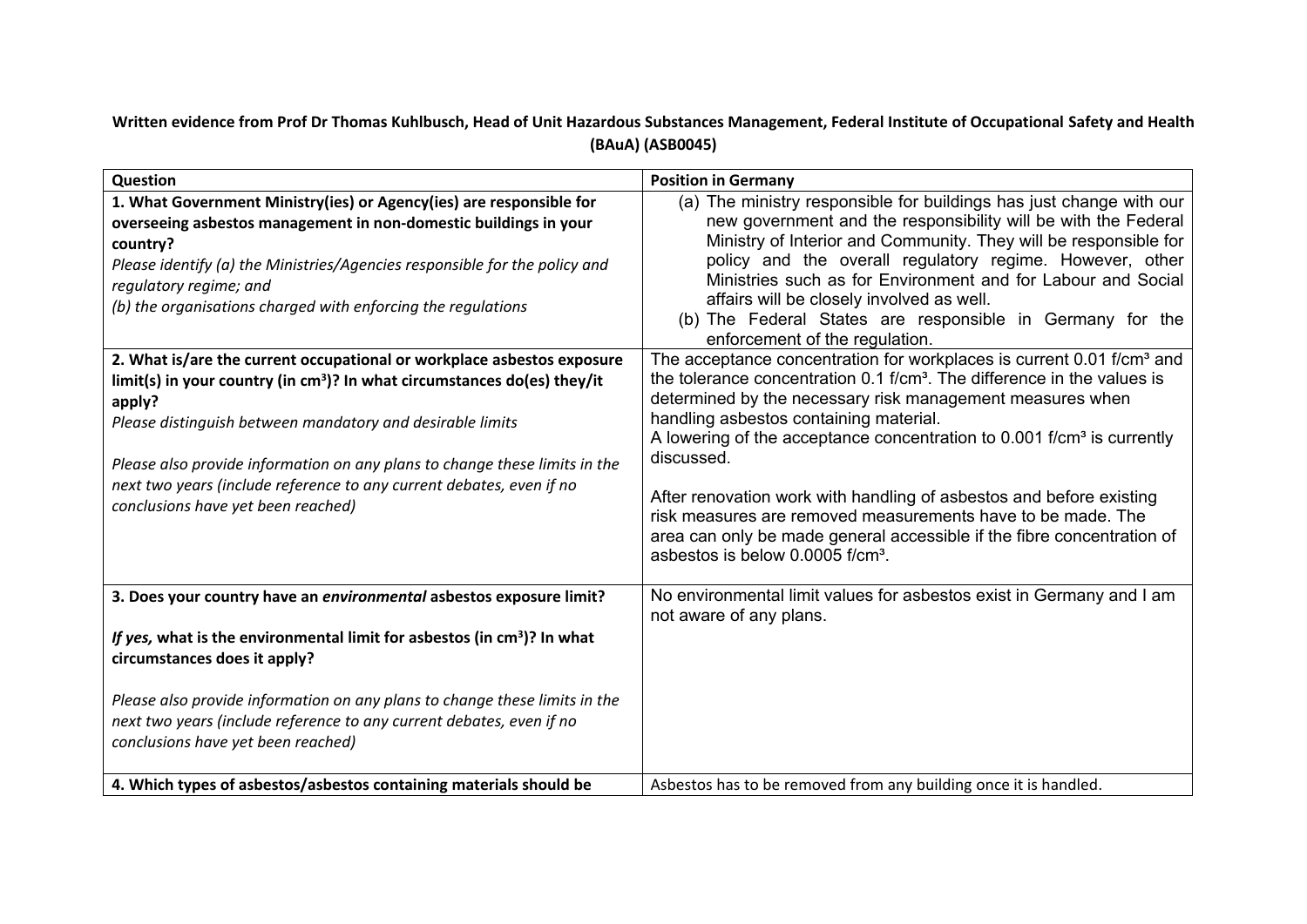**Written evidence from Prof Dr Thomas Kuhlbusch, Head of Unit Hazardous Substances Management, Federal Institute of Occupational Safety and Health (BAuA) (ASB0045)**

| Question | Position in Germany |
|---|---|
| **1. What Government Ministry(ies) or Agency(ies) are responsible for overseeing asbestos management in non-domestic buildings in your country?**<br>*Please identify (a) the Ministries/Agencies responsible for the policy and regulatory regime; and*<br>*(b) the organisations charged with enforcing the regulations* | (a) The ministry responsible for buildings has just change with our new government and the responsibility will be with the Federal Ministry of Interior and Community. They will be responsible for policy and the overall regulatory regime. However, other Ministries such as for Environment and for Labour and Social affairs will be closely involved as well.<br>(b) The Federal States are responsible in Germany for the enforcement of the regulation. |
| **2. What is/are the current occupational or workplace asbestos exposure limit(s) in your country (in cm³)? In what circumstances do(es) they/it apply?**<br>*Please distinguish between mandatory and desirable limits*<br><br>*Please also provide information on any plans to change these limits in the next two years (include reference to any current debates, even if no conclusions have yet been reached)* | The acceptance concentration for workplaces is current 0.01 f/cm³ and the tolerance concentration 0.1 f/cm³. The difference in the values is determined by the necessary risk management measures when handling asbestos containing material.<br>A lowering of the acceptance concentration to 0.001 f/cm³ is currently discussed.<br><br>After renovation work with handling of asbestos and before existing risk measures are removed measurements have to be made. The area can only be made general accessible if the fibre concentration of asbestos is below 0.0005 f/cm³. |
| **3. Does your country have an *environmental* asbestos exposure limit?**<br><br>***If yes,* what is the environmental limit for asbestos (in cm³)? In what circumstances does it apply?**<br><br>*Please also provide information on any plans to change these limits in the next two years (include reference to any current debates, even if no conclusions have yet been reached)* | No environmental limit values for asbestos exist in Germany and I am not aware of any plans. |
| **4. Which types of asbestos/asbestos containing materials should be** | Asbestos has to be removed from any building once it is handled. |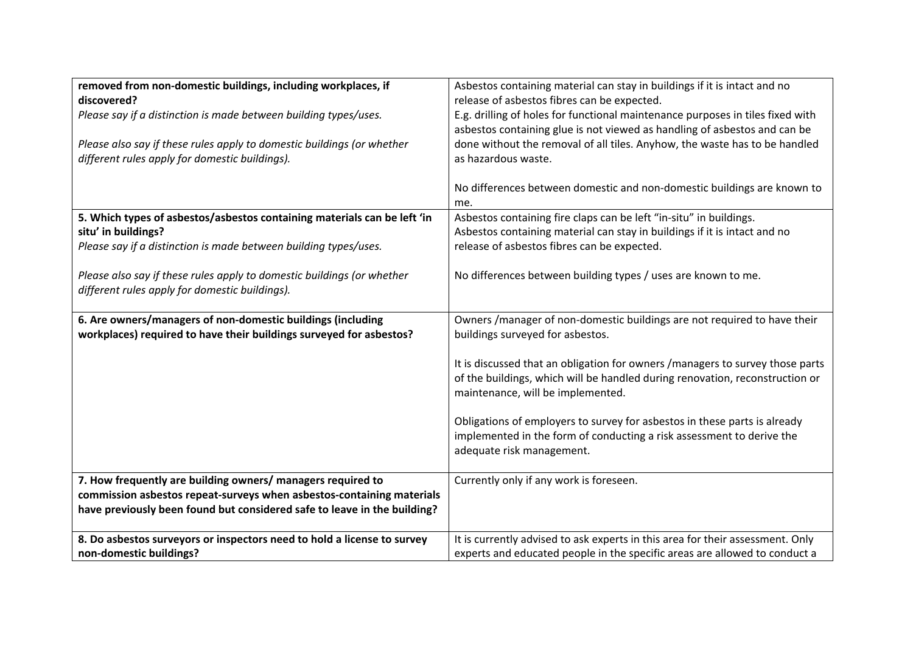| | |
|---|---|
| **removed from non-domestic buildings, including workplaces, if discovered?**<br>*Please say if a distinction is made between building types/uses.*<br><br>*Please also say if these rules apply to domestic buildings (or whether different rules apply for domestic buildings).* | Asbestos containing material can stay in buildings if it is intact and no release of asbestos fibres can be expected.<br>E.g. drilling of holes for functional maintenance purposes in tiles fixed with asbestos containing glue is not viewed as handling of asbestos and can be done without the removal of all tiles. Anyhow, the waste has to be handled as hazardous waste.<br><br>No differences between domestic and non-domestic buildings are known to me. |
| **5. Which types of asbestos/asbestos containing materials can be left 'in situ' in buildings?**<br>*Please say if a distinction is made between building types/uses.*<br><br>*Please also say if these rules apply to domestic buildings (or whether different rules apply for domestic buildings).* | Asbestos containing fire claps can be left "in-situ" in buildings.<br>Asbestos containing material can stay in buildings if it is intact and no release of asbestos fibres can be expected.<br><br>No differences between building types / uses are known to me. |
| **6. Are owners/managers of non-domestic buildings (including workplaces) required to have their buildings surveyed for asbestos?** | Owners /manager of non-domestic buildings are not required to have their buildings surveyed for asbestos.<br><br>It is discussed that an obligation for owners /managers to survey those parts of the buildings, which will be handled during renovation, reconstruction or maintenance, will be implemented.<br><br>Obligations of employers to survey for asbestos in these parts is already implemented in the form of conducting a risk assessment to derive the adequate risk management. |
| **7. How frequently are building owners/ managers required to commission asbestos repeat-surveys when asbestos-containing materials have previously been found but considered safe to leave in the building?** | Currently only if any work is foreseen. |
| **8. Do asbestos surveyors or inspectors need to hold a license to survey non-domestic buildings?** | It is currently advised to ask experts in this area for their assessment. Only experts and educated people in the specific areas are allowed to conduct a |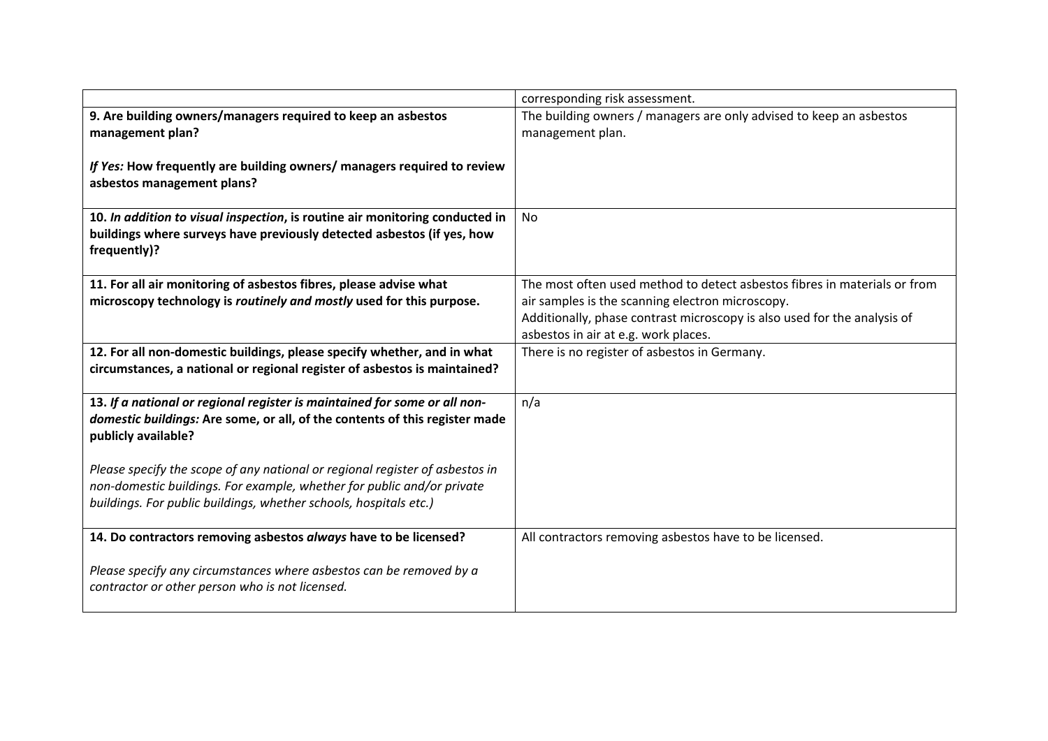| | |
|---|---|
| | corresponding risk assessment. |
| **9. Are building owners/managers required to keep an asbestos management plan?**<br><br>***If Yes:*** **How frequently are building owners/ managers required to review asbestos management plans?** | The building owners / managers are only advised to keep an asbestos management plan. |
| **10.** ***In addition to visual inspection*****, is routine air monitoring conducted in buildings where surveys have previously detected asbestos (if yes, how frequently)?** | No |
| **11. For all air monitoring of asbestos fibres, please advise what microscopy technology is** ***routinely and mostly*** **used for this purpose.** | The most often used method to detect asbestos fibres in materials or from air samples is the scanning electron microscopy.<br>Additionally, phase contrast microscopy is also used for the analysis of asbestos in air at e.g. work places. |
| **12. For all non-domestic buildings, please specify whether, and in what circumstances, a national or regional register of asbestos is maintained?** | There is no register of asbestos in Germany. |
| **13.** ***If a national or regional register is maintained for some or all non-domestic buildings:*** **Are some, or all, of the contents of this register made publicly available?**<br><br>*Please specify the scope of any national or regional register of asbestos in non-domestic buildings. For example, whether for public and/or private buildings. For public buildings, whether schools, hospitals etc.)* | n/a |
| **14. Do contractors removing asbestos** ***always*** **have to be licensed?**<br><br>*Please specify any circumstances where asbestos can be removed by a contractor or other person who is not licensed.* | All contractors removing asbestos have to be licensed. |